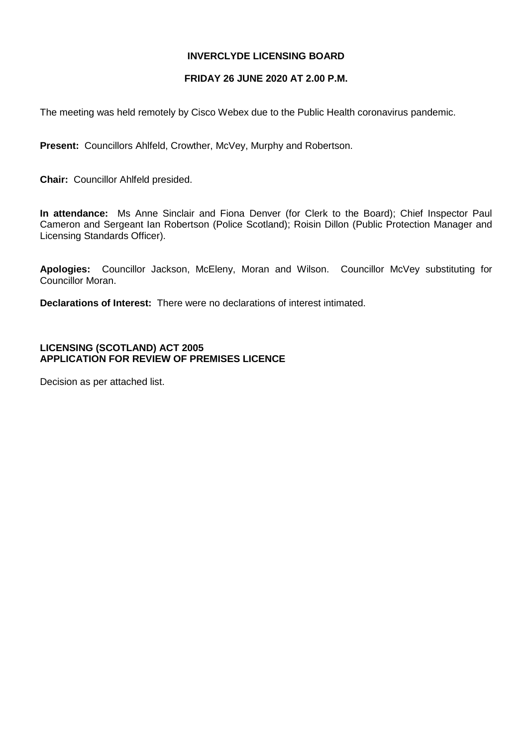**INVERCLYDE LICENSING BOARD**

**FRIDAY 26 JUNE 2020 AT 2.00 P.M.**

The meeting was held remotely by Cisco Webex due to the Public Health coronavirus pandemic.

**Present:** Councillors Ahlfeld, Crowther, McVey, Murphy and Robertson.

**Chair:** Councillor Ahlfeld presided.

**In attendance:** Ms Anne Sinclair and Fiona Denver (for Clerk to the Board); Chief Inspector Paul Cameron and Sergeant Ian Robertson (Police Scotland); Roisin Dillon (Public Protection Manager and Licensing Standards Officer).

**Apologies:** Councillor Jackson, McEleny, Moran and Wilson. Councillor McVey substituting for Councillor Moran.

**Declarations of Interest:** There were no declarations of interest intimated.

**LICENSING (SCOTLAND) ACT 2005**
**APPLICATION FOR REVIEW OF PREMISES LICENCE**

Decision as per attached list.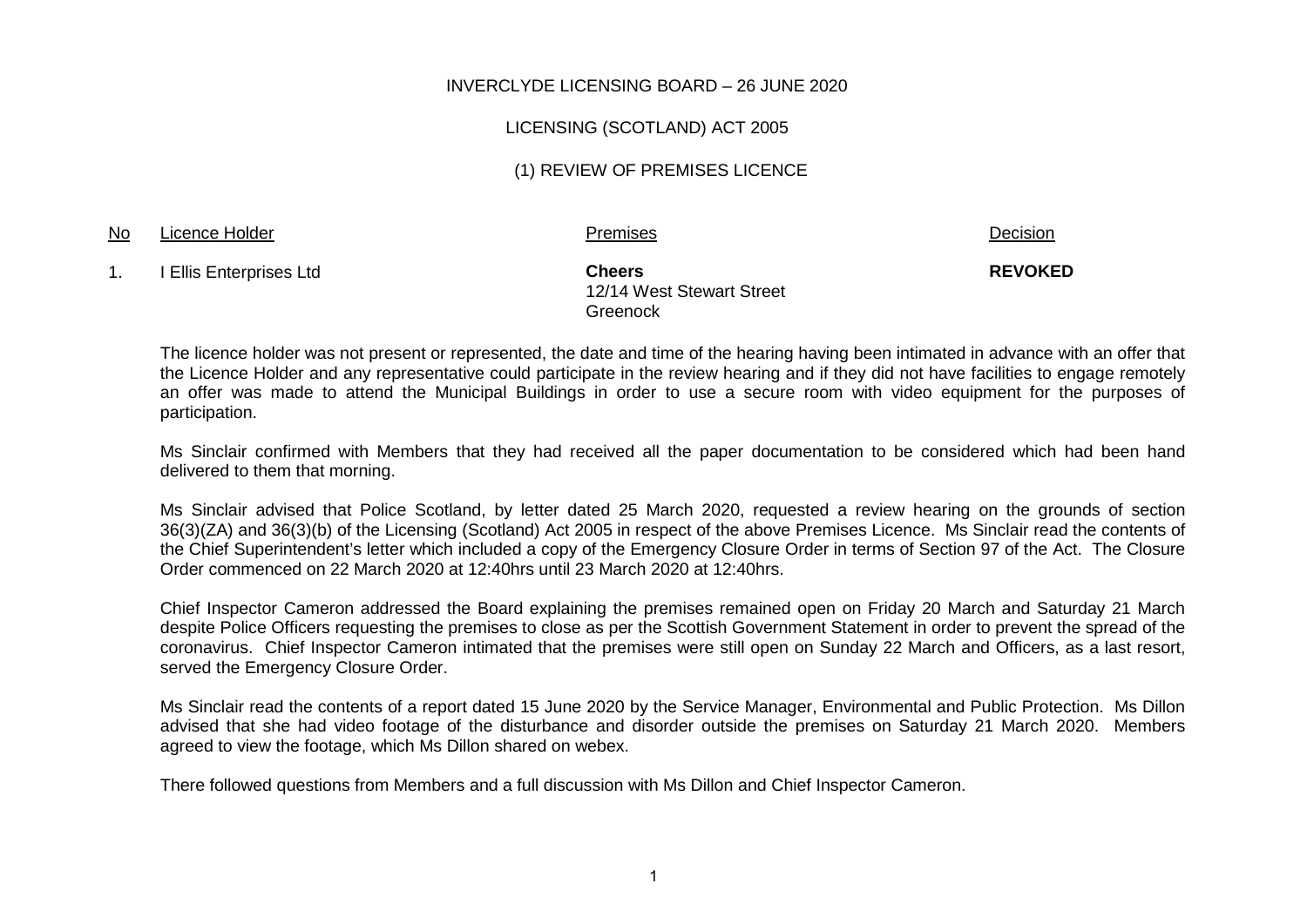INVERCLYDE LICENSING BOARD – 26 JUNE 2020

LICENSING (SCOTLAND) ACT 2005

(1) REVIEW OF PREMISES LICENCE

| No | Licence Holder | Premises | Decision |
|---|---|---|---|
| 1. | I Ellis Enterprises Ltd | **Cheers**<br>12/14 West Stewart Street<br>Greenock | **REVOKED** |

The licence holder was not present or represented, the date and time of the hearing having been intimated in advance with an offer that the Licence Holder and any representative could participate in the review hearing and if they did not have facilities to engage remotely an offer was made to attend the Municipal Buildings in order to use a secure room with video equipment for the purposes of participation.

Ms Sinclair confirmed with Members that they had received all the paper documentation to be considered which had been hand delivered to them that morning.

Ms Sinclair advised that Police Scotland, by letter dated 25 March 2020, requested a review hearing on the grounds of section 36(3)(ZA) and 36(3)(b) of the Licensing (Scotland) Act 2005 in respect of the above Premises Licence. Ms Sinclair read the contents of the Chief Superintendent's letter which included a copy of the Emergency Closure Order in terms of Section 97 of the Act. The Closure Order commenced on 22 March 2020 at 12:40hrs until 23 March 2020 at 12:40hrs.

Chief Inspector Cameron addressed the Board explaining the premises remained open on Friday 20 March and Saturday 21 March despite Police Officers requesting the premises to close as per the Scottish Government Statement in order to prevent the spread of the coronavirus. Chief Inspector Cameron intimated that the premises were still open on Sunday 22 March and Officers, as a last resort, served the Emergency Closure Order.

Ms Sinclair read the contents of a report dated 15 June 2020 by the Service Manager, Environmental and Public Protection. Ms Dillon advised that she had video footage of the disturbance and disorder outside the premises on Saturday 21 March 2020. Members agreed to view the footage, which Ms Dillon shared on webex.

There followed questions from Members and a full discussion with Ms Dillon and Chief Inspector Cameron.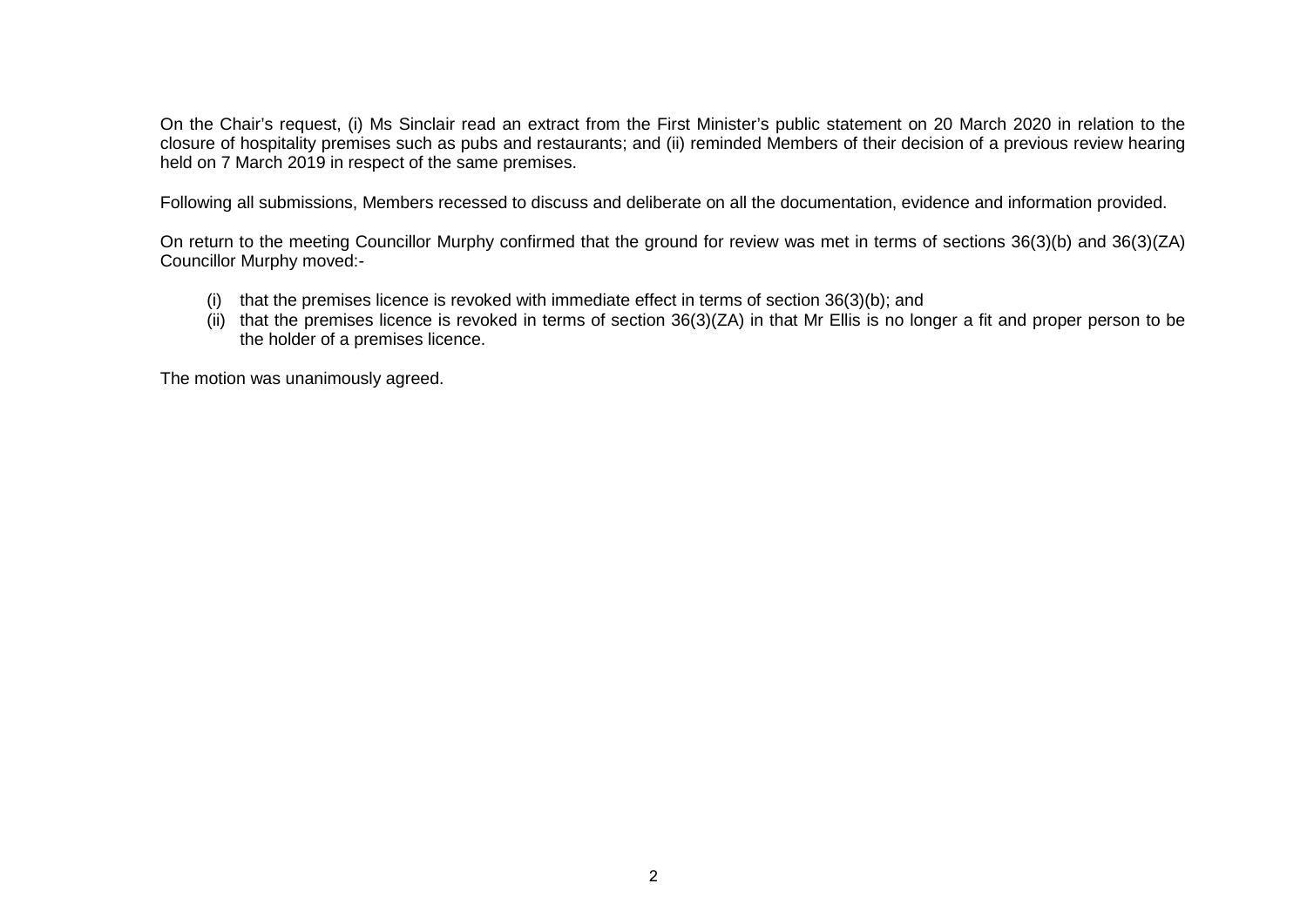On the Chair's request, (i) Ms Sinclair read an extract from the First Minister's public statement on 20 March 2020 in relation to the closure of hospitality premises such as pubs and restaurants; and (ii) reminded Members of their decision of a previous review hearing held on 7 March 2019 in respect of the same premises.

Following all submissions, Members recessed to discuss and deliberate on all the documentation, evidence and information provided.

On return to the meeting Councillor Murphy confirmed that the ground for review was met in terms of sections 36(3)(b) and 36(3)(ZA) Councillor Murphy moved:-

(i) that the premises licence is revoked with immediate effect in terms of section 36(3)(b); and
(ii) that the premises licence is revoked in terms of section 36(3)(ZA) in that Mr Ellis is no longer a fit and proper person to be the holder of a premises licence.

The motion was unanimously agreed.